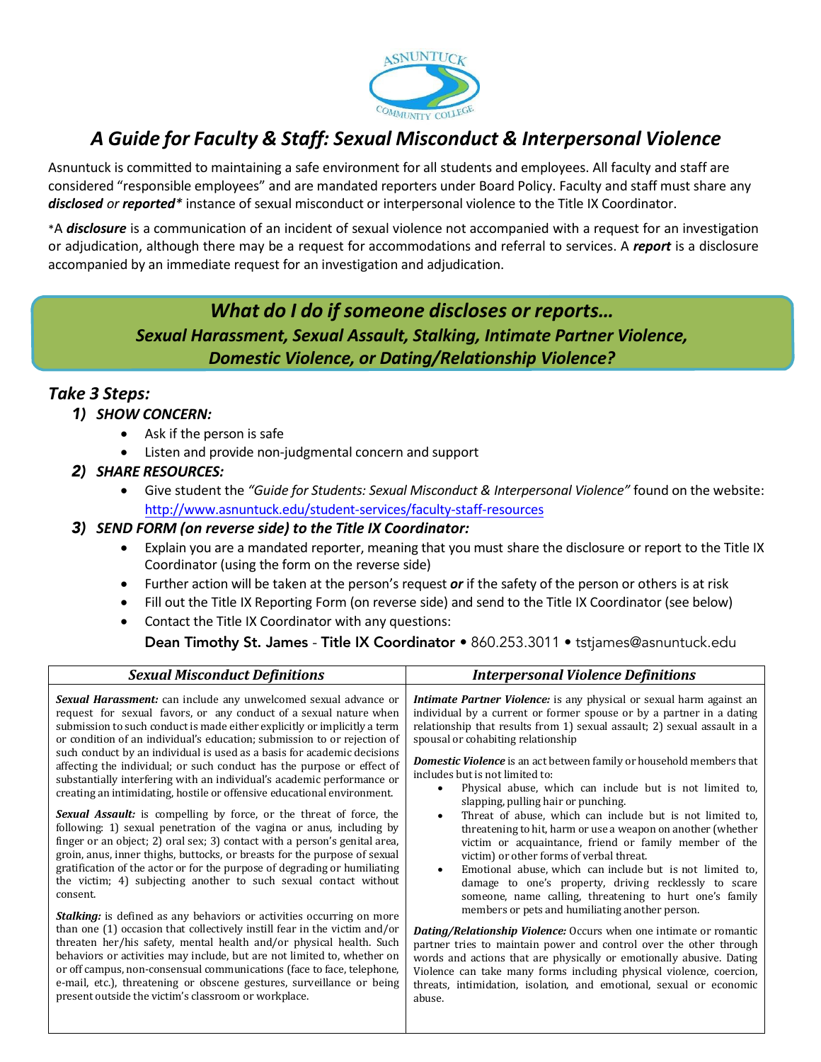# *A Guide for Faculty & Staff: Sexual Misconduct & Interpersonal Violence*

Asnuntuck is committed to maintaining a safe environment for all students and employees. All faculty and staff are considered "responsible employees" and are mandated reporters under Board Policy. Faculty and staff must share any ***disclosed*** *or* ***reported**** instance of sexual misconduct or interpersonal violence to the Title IX Coordinator.

*A ***disclosure*** is a communication of an incident of sexual violence not accompanied with a request for an investigation or adjudication, although there may be a request for accommodations and referral to services. A ***report*** is a disclosure accompanied by an immediate request for an investigation and adjudication.

## *What do I do if someone discloses or reports…*
### *Sexual Harassment, Sexual Assault, Stalking, Intimate Partner Violence, Domestic Violence, or Dating/Relationship Violence?*

### *Take 3 Steps:*

***1) SHOW CONCERN:***

- Ask if the person is safe
- Listen and provide non-judgmental concern and support

***2) SHARE RESOURCES:***

- Give student the *"Guide for Students: Sexual Misconduct & Interpersonal Violence"* found on the website: http://www.asnuntuck.edu/student-services/faculty-staff-resources

***3) SEND FORM (on reverse side) to the Title IX Coordinator:***

- Explain you are a mandated reporter, meaning that you must share the disclosure or report to the Title IX Coordinator (using the form on the reverse side)
- Further action will be taken at the person's request ***or*** if the safety of the person or others is at risk
- Fill out the Title IX Reporting Form (on reverse side) and send to the Title IX Coordinator (see below)
- Contact the Title IX Coordinator with any questions:

  **Dean Timothy St. James - Title IX Coordinator** • 860.253.3011 • tstjames@asnuntuck.edu

| *Sexual Misconduct Definitions* | *Interpersonal Violence Definitions* |
|---|---|
| ***Sexual Harassment:*** can include any unwelcomed sexual advance or request for sexual favors, or any conduct of a sexual nature when submission to such conduct is made either explicitly or implicitly a term or condition of an individual's education; submission to or rejection of such conduct by an individual is used as a basis for academic decisions affecting the individual; or such conduct has the purpose or effect of substantially interfering with an individual's academic performance or creating an intimidating, hostile or offensive educational environment.<br><br>***Sexual Assault:*** is compelling by force, or the threat of force, the following: 1) sexual penetration of the vagina or anus, including by finger or an object; 2) oral sex; 3) contact with a person's genital area, groin, anus, inner thighs, buttocks, or breasts for the purpose of sexual gratification of the actor or for the purpose of degrading or humiliating the victim; 4) subjecting another to such sexual contact without consent.<br><br>***Stalking:*** is defined as any behaviors or activities occurring on more than one (1) occasion that collectively instill fear in the victim and/or threaten her/his safety, mental health and/or physical health. Such behaviors or activities may include, but are not limited to, whether on or off campus, non-consensual communications (face to face, telephone, e-mail, etc.), threatening or obscene gestures, surveillance or being present outside the victim's classroom or workplace. | ***Intimate Partner Violence:*** is any physical or sexual harm against an individual by a current or former spouse or by a partner in a dating relationship that results from 1) sexual assault; 2) sexual assault in a spousal or cohabiting relationship<br><br>***Domestic Violence*** is an act between family or household members that includes but is not limited to:<br>• Physical abuse, which can include but is not limited to, slapping, pulling hair or punching.<br>• Threat of abuse, which can include but is not limited to, threatening to hit, harm or use a weapon on another (whether victim or acquaintance, friend or family member of the victim) or other forms of verbal threat.<br>• Emotional abuse, which can include but is not limited to, damage to one's property, driving recklessly to scare someone, name calling, threatening to hurt one's family members or pets and humiliating another person.<br><br>***Dating/Relationship Violence:*** Occurs when one intimate or romantic partner tries to maintain power and control over the other through words and actions that are physically or emotionally abusive. Dating Violence can take many forms including physical violence, coercion, threats, intimidation, isolation, and emotional, sexual or economic abuse. |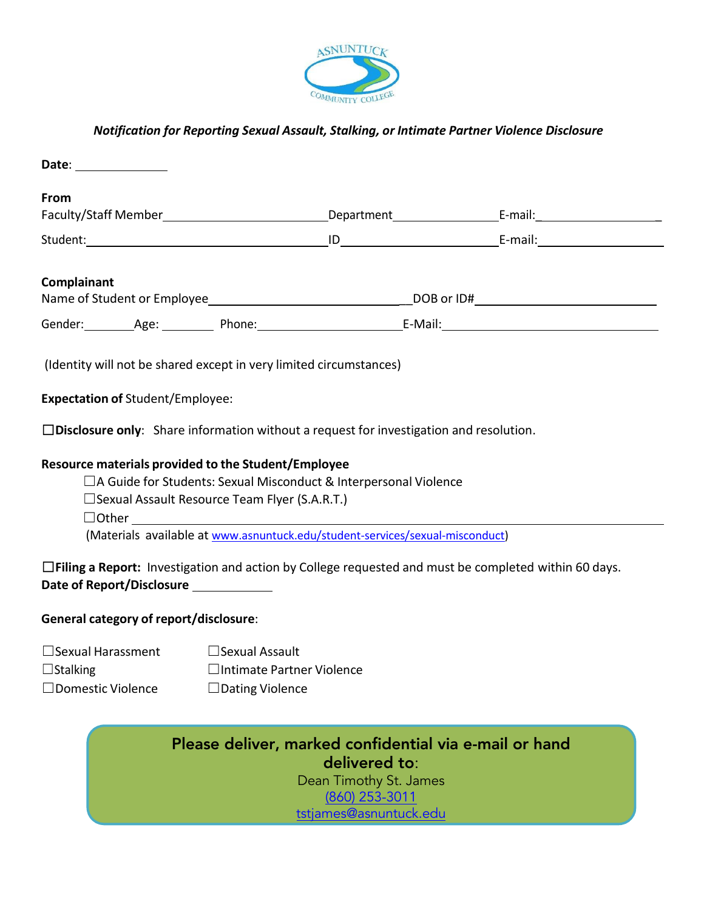ASNUNTUCK COMMUNITY COLLEGE

*Notification for Reporting Sexual Assault, Stalking, or Intimate Partner Violence Disclosure*

**Date**: ______________

**From**

Faculty/Staff Member_________________________ Department_______________ E-mail:__________________

Student:_________________________________ ID_______________________ E-mail:__________________

**Complainant**

Name of Student or Employee____________________________ DOB or ID#_________________________

Gender:________ Age: ________ Phone:____________________ E-Mail:_____________________________

(Identity will not be shared except in very limited circumstances)

**Expectation of** Student/Employee:

☐**Disclosure only**: Share information without a request for investigation and resolution.

**Resource materials provided to the Student/Employee**

- ☐A Guide for Students: Sexual Misconduct & Interpersonal Violence
- ☐Sexual Assault Resource Team Flyer (S.A.R.T.)
- ☐Other ______________________________________________________________________

(Materials available at www.asnuntuck.edu/student-services/sexual-misconduct)

☐**Filing a Report:** Investigation and action by College requested and must be completed within 60 days.

**Date of Report/Disclosure** ____________

**General category of report/disclosure**:

☐Sexual Harassment
☐Sexual Assault
☐Stalking
☐Intimate Partner Violence
☐Domestic Violence
☐Dating Violence

**Please deliver, marked confidential via e-mail or hand delivered to**:

Dean Timothy St. James

(860) 253-3011

tstjames@asnuntuck.edu